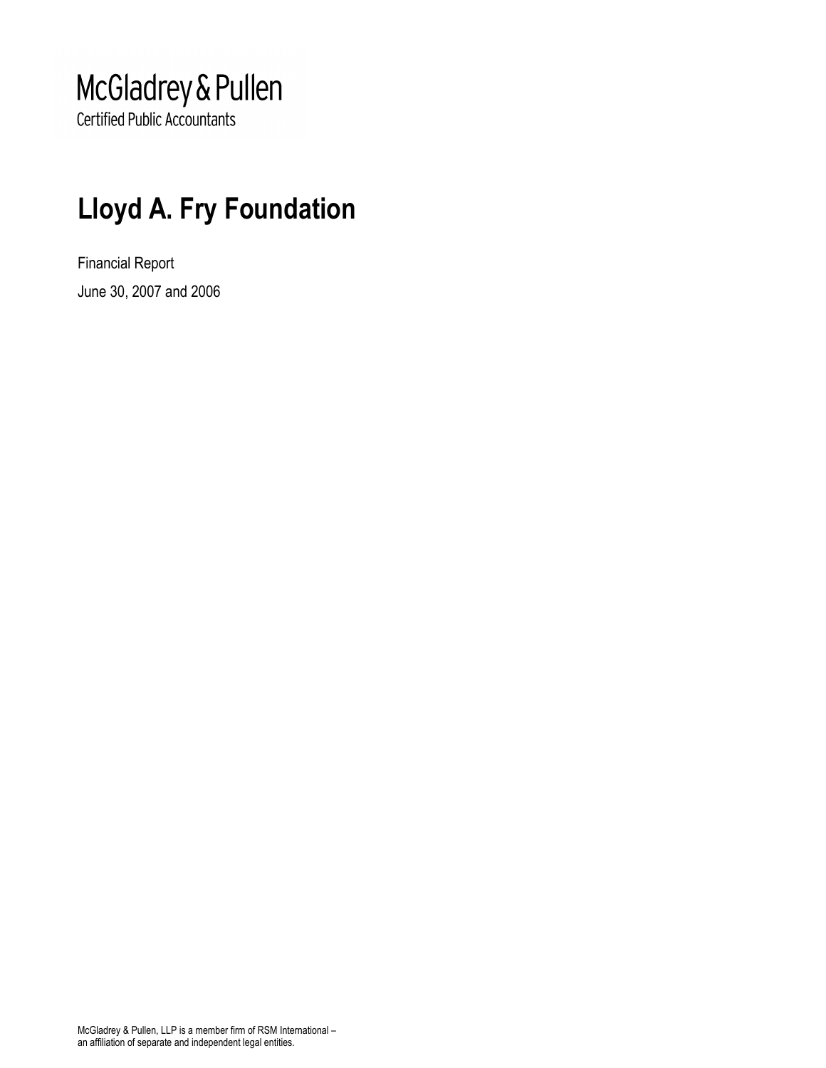McGladrey & Pullen

Certified Public Accountants

# Lloyd A. Fry Foundation

Financial Report

June 30, 2007 and 2006

McGladrey & Pullen, LLP is a member firm of RSM International –
an affiliation of separate and independent legal entities.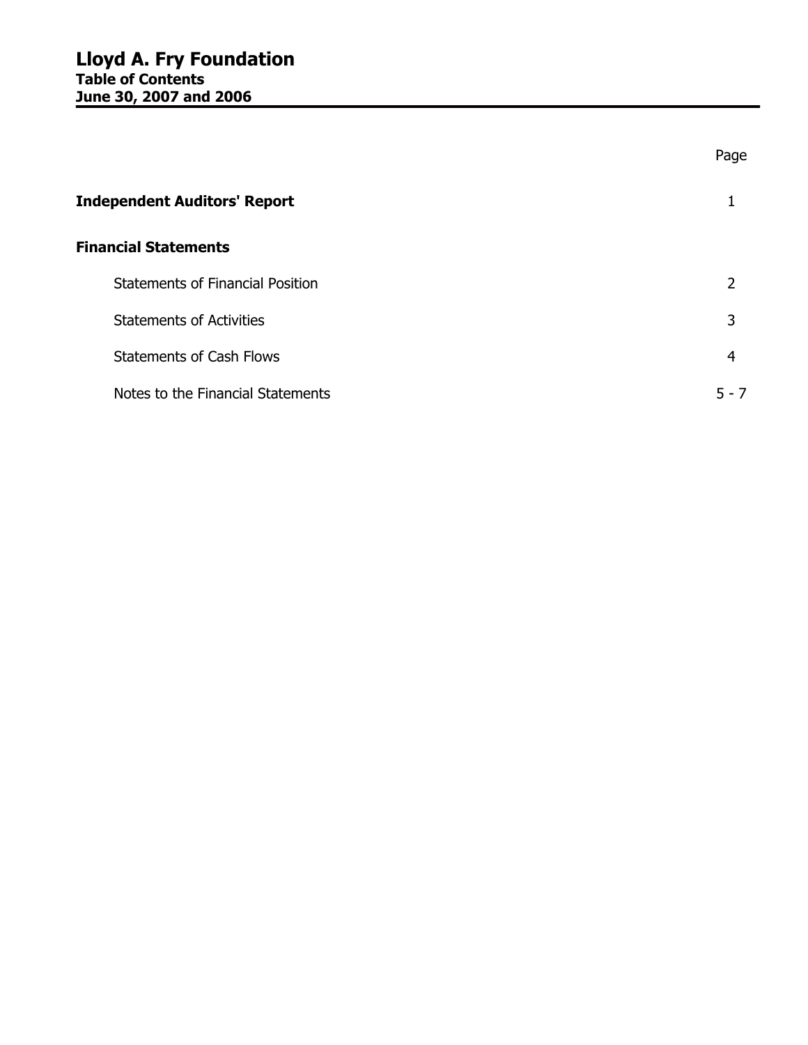# Lloyd A. Fry Foundation
## Table of Contents
## June 30, 2007 and 2006

| | Page |
|---|---|
| **Independent Auditors' Report** | 1 |
| **Financial Statements** | |
| Statements of Financial Position | 2 |
| Statements of Activities | 3 |
| Statements of Cash Flows | 4 |
| Notes to the Financial Statements | 5 - 7 |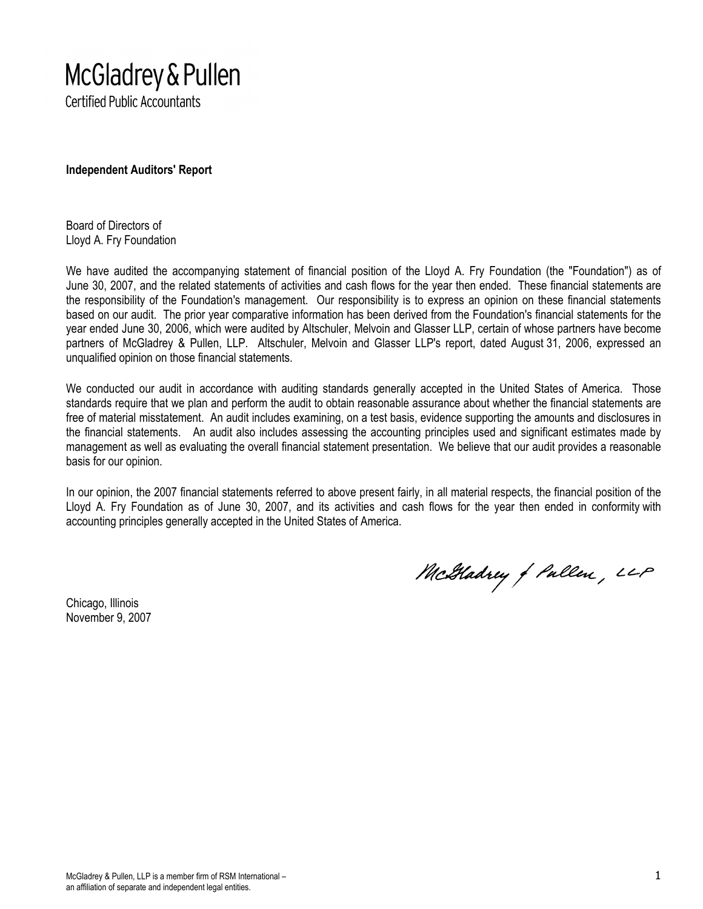McGladrey & Pullen
Certified Public Accountants

**Independent Auditors' Report**

Board of Directors of
Lloyd A. Fry Foundation

We have audited the accompanying statement of financial position of the Lloyd A. Fry Foundation (the "Foundation") as of June 30, 2007, and the related statements of activities and cash flows for the year then ended. These financial statements are the responsibility of the Foundation's management. Our responsibility is to express an opinion on these financial statements based on our audit. The prior year comparative information has been derived from the Foundation's financial statements for the year ended June 30, 2006, which were audited by Altschuler, Melvoin and Glasser LLP, certain of whose partners have become partners of McGladrey & Pullen, LLP. Altschuler, Melvoin and Glasser LLP's report, dated August 31, 2006, expressed an unqualified opinion on those financial statements.

We conducted our audit in accordance with auditing standards generally accepted in the United States of America. Those standards require that we plan and perform the audit to obtain reasonable assurance about whether the financial statements are free of material misstatement. An audit includes examining, on a test basis, evidence supporting the amounts and disclosures in the financial statements. An audit also includes assessing the accounting principles used and significant estimates made by management as well as evaluating the overall financial statement presentation. We believe that our audit provides a reasonable basis for our opinion.

In our opinion, the 2007 financial statements referred to above present fairly, in all material respects, the financial position of the Lloyd A. Fry Foundation as of June 30, 2007, and its activities and cash flows for the year then ended in conformity with accounting principles generally accepted in the United States of America.

McGladrey & Pullen, LLP

Chicago, Illinois
November 9, 2007

McGladrey & Pullen, LLP is a member firm of RSM International –
an affiliation of separate and independent legal entities.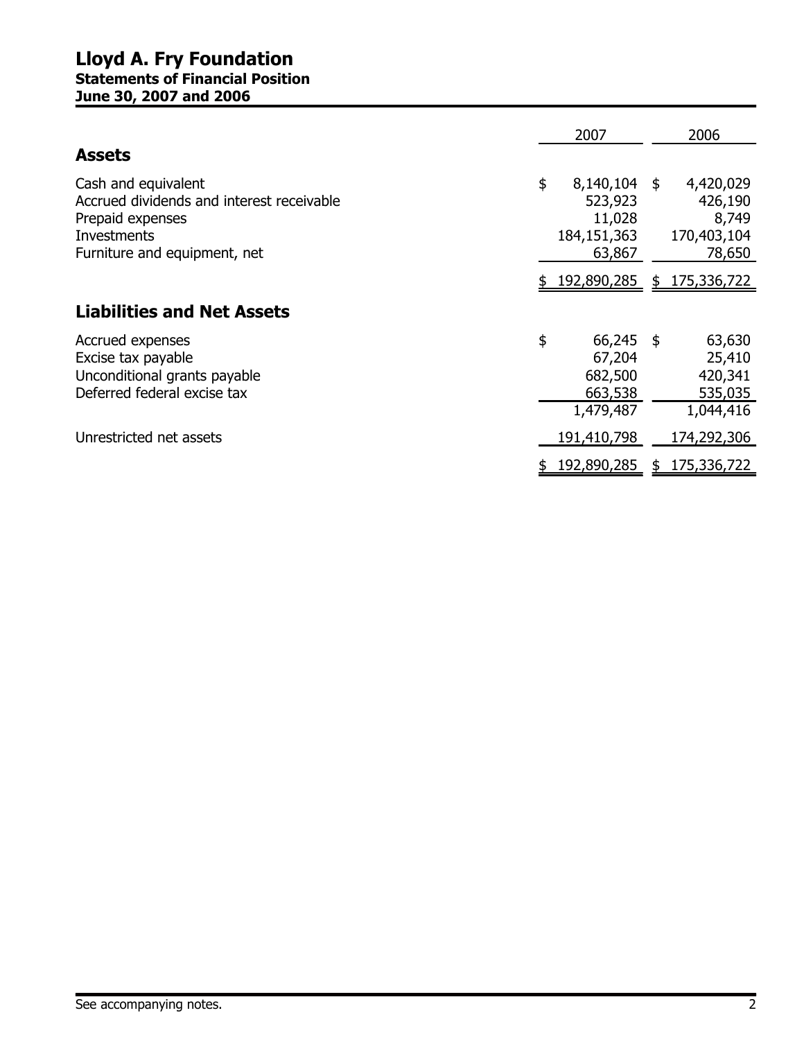# Lloyd A. Fry Foundation

## Statements of Financial Position

### June 30, 2007 and 2006

| | 2007 | 2006 |
|---|---|---|
| **Assets** | | |
| Cash and equivalent | $ 8,140,104 | $ 4,420,029 |
| Accrued dividends and interest receivable | 523,923 | 426,190 |
| Prepaid expenses | 11,028 | 8,749 |
| Investments | 184,151,363 | 170,403,104 |
| Furniture and equipment, net | 63,867 | 78,650 |
| | $ 192,890,285 | $ 175,336,722 |
| **Liabilities and Net Assets** | | |
| Accrued expenses | $ 66,245 | $ 63,630 |
| Excise tax payable | 67,204 | 25,410 |
| Unconditional grants payable | 682,500 | 420,341 |
| Deferred federal excise tax | 663,538 | 535,035 |
| | 1,479,487 | 1,044,416 |
| Unrestricted net assets | 191,410,798 | 174,292,306 |
| | $ 192,890,285 | $ 175,336,722 |

See accompanying notes.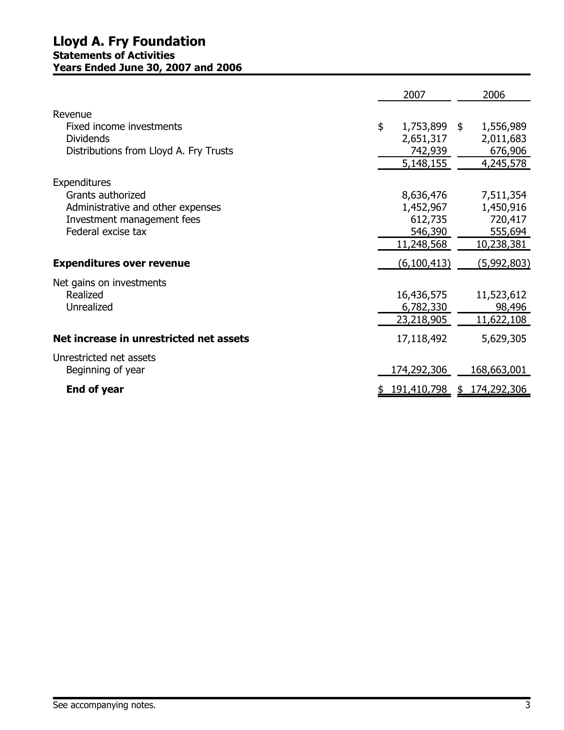# Lloyd A. Fry Foundation
## Statements of Activities
### Years Ended June 30, 2007 and 2006

| | 2007 | 2006 |
|---|---|---|
| Revenue | | |
| Fixed income investments | $ 1,753,899 | $ 1,556,989 |
| Dividends | 2,651,317 | 2,011,683 |
| Distributions from Lloyd A. Fry Trusts | 742,939 | 676,906 |
| | 5,148,155 | 4,245,578 |
| Expenditures | | |
| Grants authorized | 8,636,476 | 7,511,354 |
| Administrative and other expenses | 1,452,967 | 1,450,916 |
| Investment management fees | 612,735 | 720,417 |
| Federal excise tax | 546,390 | 555,694 |
| | 11,248,568 | 10,238,381 |
| **Expenditures over revenue** | (6,100,413) | (5,992,803) |
| Net gains on investments | | |
| Realized | 16,436,575 | 11,523,612 |
| Unrealized | 6,782,330 | 98,496 |
| | 23,218,905 | 11,622,108 |
| **Net increase in unrestricted net assets** | 17,118,492 | 5,629,305 |
| Unrestricted net assets | | |
| Beginning of year | 174,292,306 | 168,663,001 |
| **End of year** | $ 191,410,798 | $ 174,292,306 |

See accompanying notes.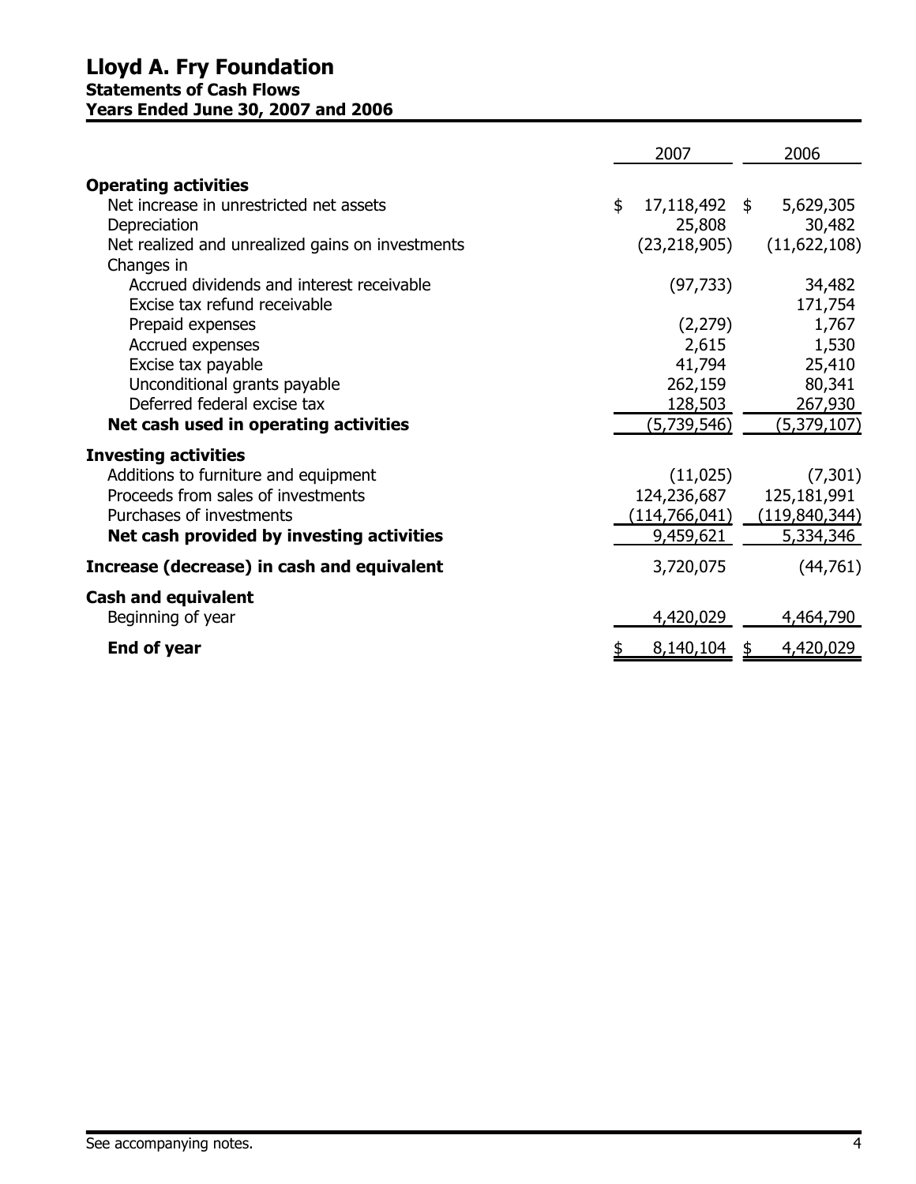# Lloyd A. Fry Foundation
## Statements of Cash Flows
### Years Ended June 30, 2007 and 2006

| | 2007 | 2006 |
|---|---|---|
| **Operating activities** | | |
| Net increase in unrestricted net assets | $ 17,118,492 | $ 5,629,305 |
| Depreciation | 25,808 | 30,482 |
| Net realized and unrealized gains on investments | (23,218,905) | (11,622,108) |
| Changes in | | |
| Accrued dividends and interest receivable | (97,733) | 34,482 |
| Excise tax refund receivable | | 171,754 |
| Prepaid expenses | (2,279) | 1,767 |
| Accrued expenses | 2,615 | 1,530 |
| Excise tax payable | 41,794 | 25,410 |
| Unconditional grants payable | 262,159 | 80,341 |
| Deferred federal excise tax | 128,503 | 267,930 |
| **Net cash used in operating activities** | (5,739,546) | (5,379,107) |
| **Investing activities** | | |
| Additions to furniture and equipment | (11,025) | (7,301) |
| Proceeds from sales of investments | 124,236,687 | 125,181,991 |
| Purchases of investments | (114,766,041) | (119,840,344) |
| **Net cash provided by investing activities** | 9,459,621 | 5,334,346 |
| **Increase (decrease) in cash and equivalent** | 3,720,075 | (44,761) |
| **Cash and equivalent** | | |
| Beginning of year | 4,420,029 | 4,464,790 |
| **End of year** | $ 8,140,104 | $ 4,420,029 |

See accompanying notes.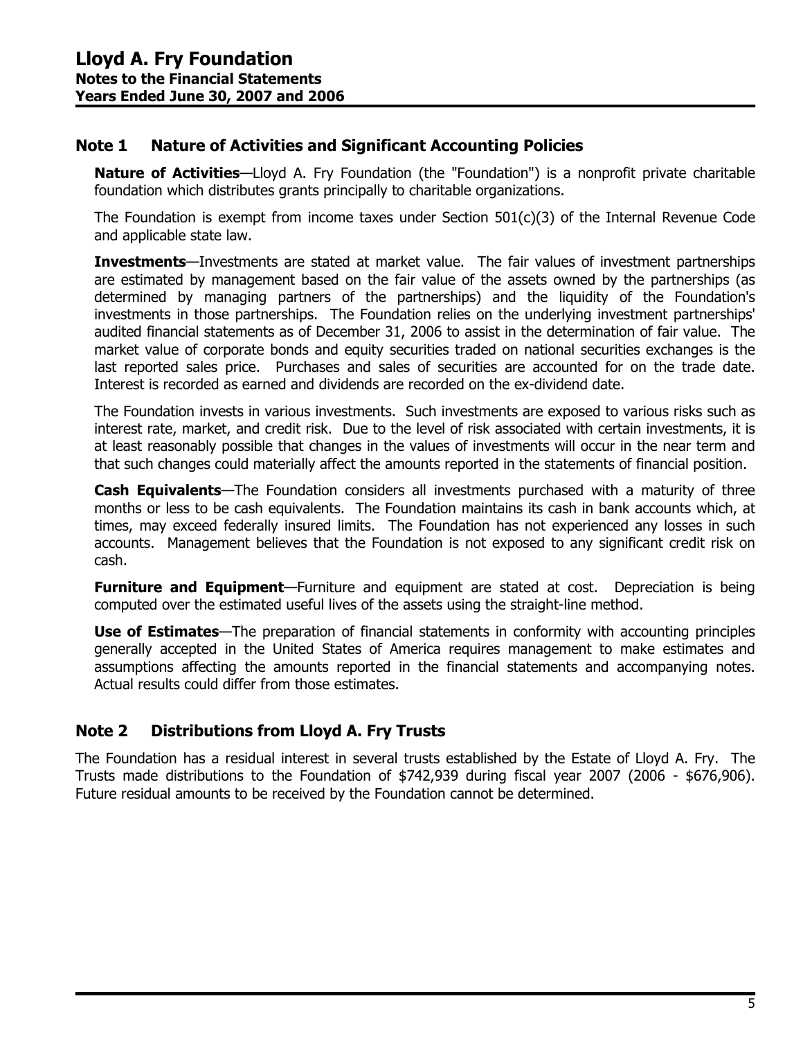# Lloyd A. Fry Foundation
**Notes to the Financial Statements**
**Years Ended June 30, 2007 and 2006**

## Note 1 Nature of Activities and Significant Accounting Policies

**Nature of Activities**—Lloyd A. Fry Foundation (the "Foundation") is a nonprofit private charitable foundation which distributes grants principally to charitable organizations.

The Foundation is exempt from income taxes under Section 501(c)(3) of the Internal Revenue Code and applicable state law.

**Investments**—Investments are stated at market value. The fair values of investment partnerships are estimated by management based on the fair value of the assets owned by the partnerships (as determined by managing partners of the partnerships) and the liquidity of the Foundation's investments in those partnerships. The Foundation relies on the underlying investment partnerships' audited financial statements as of December 31, 2006 to assist in the determination of fair value. The market value of corporate bonds and equity securities traded on national securities exchanges is the last reported sales price. Purchases and sales of securities are accounted for on the trade date. Interest is recorded as earned and dividends are recorded on the ex-dividend date.

The Foundation invests in various investments. Such investments are exposed to various risks such as interest rate, market, and credit risk. Due to the level of risk associated with certain investments, it is at least reasonably possible that changes in the values of investments will occur in the near term and that such changes could materially affect the amounts reported in the statements of financial position.

**Cash Equivalents**—The Foundation considers all investments purchased with a maturity of three months or less to be cash equivalents. The Foundation maintains its cash in bank accounts which, at times, may exceed federally insured limits. The Foundation has not experienced any losses in such accounts. Management believes that the Foundation is not exposed to any significant credit risk on cash.

**Furniture and Equipment**—Furniture and equipment are stated at cost. Depreciation is being computed over the estimated useful lives of the assets using the straight-line method.

**Use of Estimates**—The preparation of financial statements in conformity with accounting principles generally accepted in the United States of America requires management to make estimates and assumptions affecting the amounts reported in the financial statements and accompanying notes. Actual results could differ from those estimates.

## Note 2 Distributions from Lloyd A. Fry Trusts

The Foundation has a residual interest in several trusts established by the Estate of Lloyd A. Fry. The Trusts made distributions to the Foundation of $742,939 during fiscal year 2007 (2006 - $676,906). Future residual amounts to be received by the Foundation cannot be determined.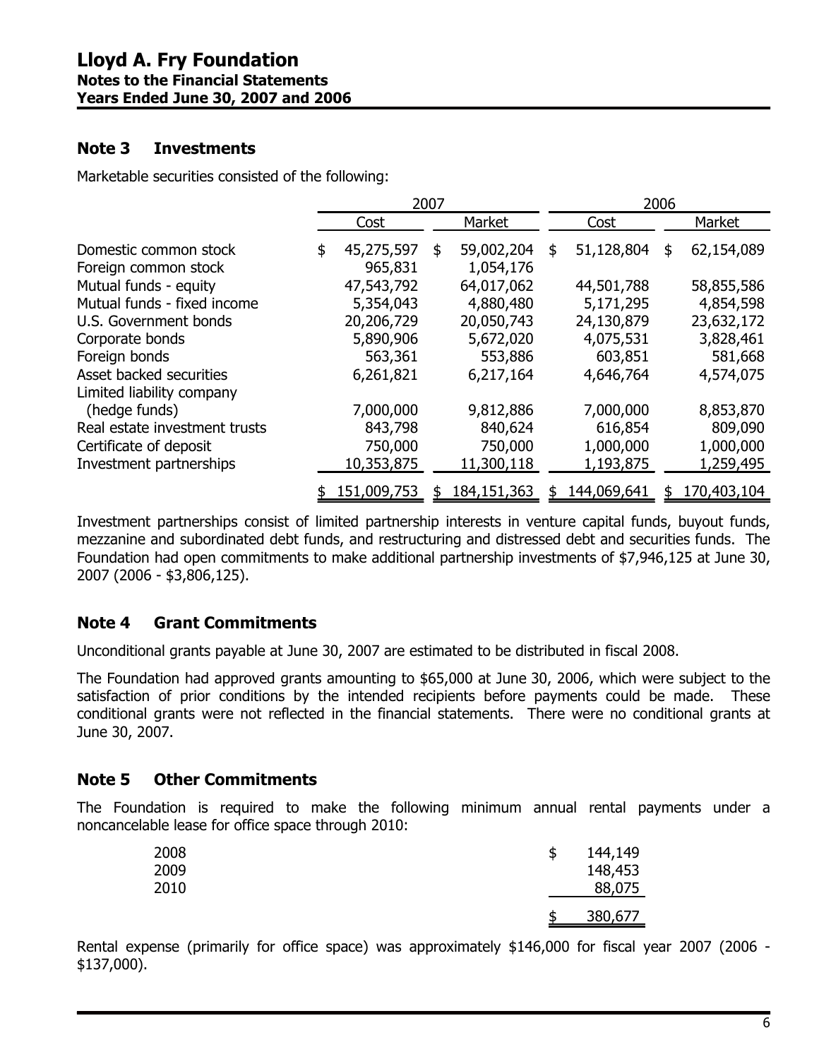# Lloyd A. Fry Foundation

## Notes to the Financial Statements

### Years Ended June 30, 2007 and 2006

## Note 3 Investments

Marketable securities consisted of the following:

| | 2007 | | 2006 | |
|---|---|---|---|---|
| | Cost | Market | Cost | Market |
| Domestic common stock | $ 45,275,597 | $ 59,002,204 | $ 51,128,804 | $ 62,154,089 |
| Foreign common stock | 965,831 | 1,054,176 | | |
| Mutual funds - equity | 47,543,792 | 64,017,062 | 44,501,788 | 58,855,586 |
| Mutual funds - fixed income | 5,354,043 | 4,880,480 | 5,171,295 | 4,854,598 |
| U.S. Government bonds | 20,206,729 | 20,050,743 | 24,130,879 | 23,632,172 |
| Corporate bonds | 5,890,906 | 5,672,020 | 4,075,531 | 3,828,461 |
| Foreign bonds | 563,361 | 553,886 | 603,851 | 581,668 |
| Asset backed securities | 6,261,821 | 6,217,164 | 4,646,764 | 4,574,075 |
| Limited liability company (hedge funds) | 7,000,000 | 9,812,886 | 7,000,000 | 8,853,870 |
| Real estate investment trusts | 843,798 | 840,624 | 616,854 | 809,090 |
| Certificate of deposit | 750,000 | 750,000 | 1,000,000 | 1,000,000 |
| Investment partnerships | 10,353,875 | 11,300,118 | 1,193,875 | 1,259,495 |
| | $ 151,009,753 | $ 184,151,363 | $ 144,069,641 | $ 170,403,104 |

Investment partnerships consist of limited partnership interests in venture capital funds, buyout funds, mezzanine and subordinated debt funds, and restructuring and distressed debt and securities funds. The Foundation had open commitments to make additional partnership investments of $7,946,125 at June 30, 2007 (2006 - $3,806,125).

## Note 4 Grant Commitments

Unconditional grants payable at June 30, 2007 are estimated to be distributed in fiscal 2008.

The Foundation had approved grants amounting to $65,000 at June 30, 2006, which were subject to the satisfaction of prior conditions by the intended recipients before payments could be made. These conditional grants were not reflected in the financial statements. There were no conditional grants at June 30, 2007.

## Note 5 Other Commitments

The Foundation is required to make the following minimum annual rental payments under a noncancelable lease for office space through 2010:

| | |
|---|---|
| 2008 | $ 144,149 |
| 2009 | 148,453 |
| 2010 | 88,075 |
| | $ 380,677 |

Rental expense (primarily for office space) was approximately $146,000 for fiscal year 2007 (2006 - $137,000).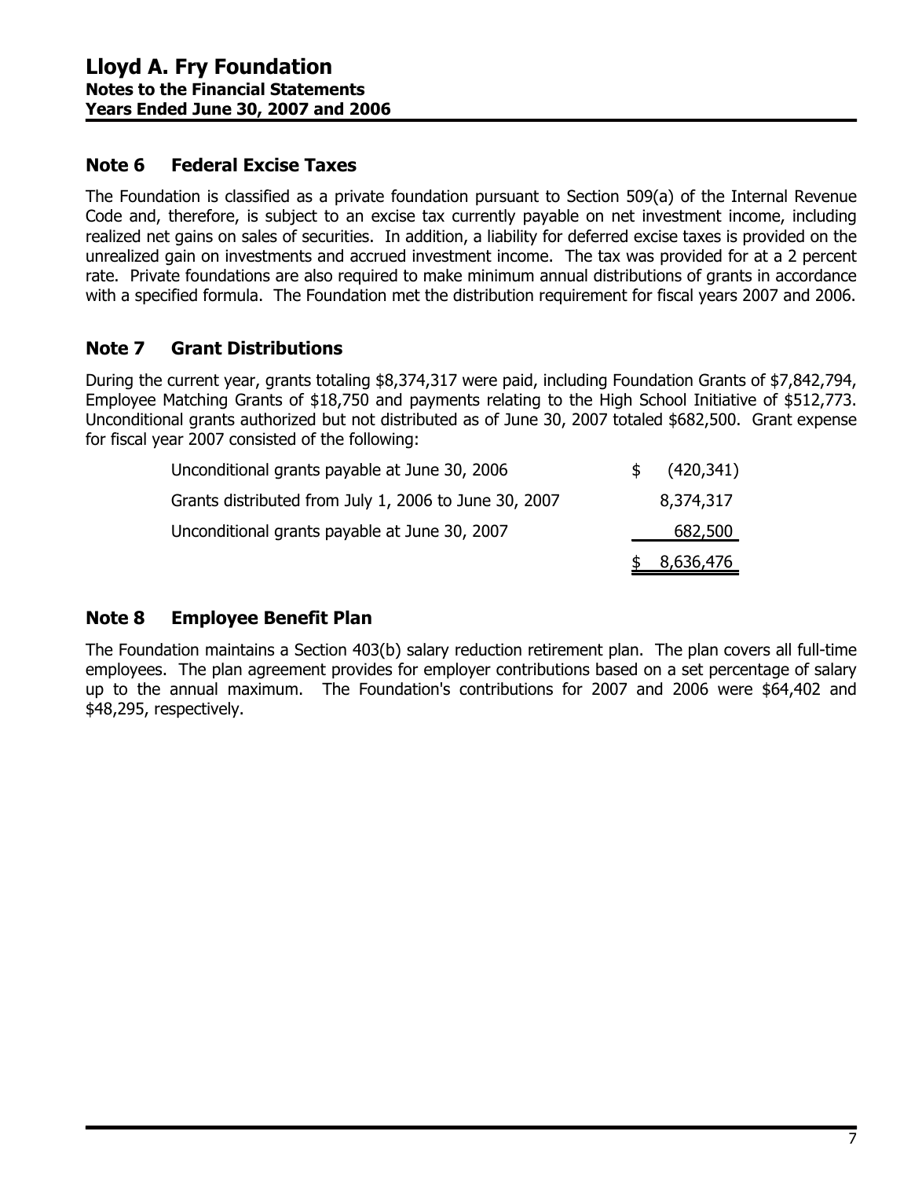# Lloyd A. Fry Foundation
## Notes to the Financial Statements
## Years Ended June 30, 2007 and 2006

### Note 6 Federal Excise Taxes

The Foundation is classified as a private foundation pursuant to Section 509(a) of the Internal Revenue Code and, therefore, is subject to an excise tax currently payable on net investment income, including realized net gains on sales of securities. In addition, a liability for deferred excise taxes is provided on the unrealized gain on investments and accrued investment income. The tax was provided for at a 2 percent rate. Private foundations are also required to make minimum annual distributions of grants in accordance with a specified formula. The Foundation met the distribution requirement for fiscal years 2007 and 2006.

### Note 7 Grant Distributions

During the current year, grants totaling $8,374,317 were paid, including Foundation Grants of $7,842,794, Employee Matching Grants of $18,750 and payments relating to the High School Initiative of $512,773. Unconditional grants authorized but not distributed as of June 30, 2007 totaled $682,500. Grant expense for fiscal year 2007 consisted of the following:

| | |
|---|---|
| Unconditional grants payable at June 30, 2006 | $ (420,341) |
| Grants distributed from July 1, 2006 to June 30, 2007 | 8,374,317 |
| Unconditional grants payable at June 30, 2007 | 682,500 |
| | $ 8,636,476 |

### Note 8 Employee Benefit Plan

The Foundation maintains a Section 403(b) salary reduction retirement plan. The plan covers all full-time employees. The plan agreement provides for employer contributions based on a set percentage of salary up to the annual maximum. The Foundation's contributions for 2007 and 2006 were $64,402 and $48,295, respectively.